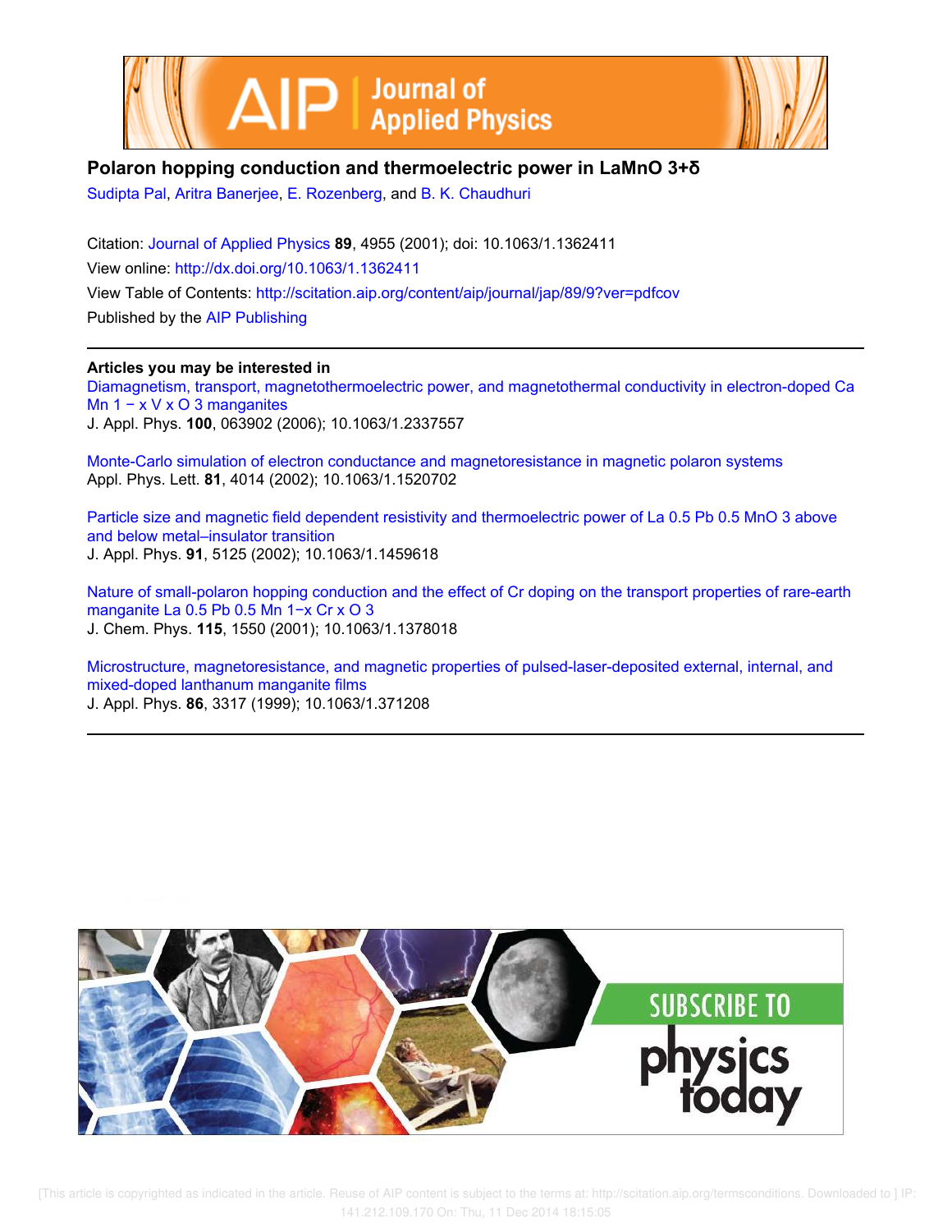# Polaron hopping conduction and thermoelectric power in $LaMnO_{3+\delta}$

Sudipta Pal, Aritra Banerjee, E. Rozenberg, and B. K. Chaudhuri

Citation: Journal of Applied Physics **89**, 4955 (2001); doi: 10.1063/1.1362411

View online: http://dx.doi.org/10.1063/1.1362411

View Table of Contents: http://scitation.aip.org/content/aip/journal/jap/89/9?ver=pdfcov

Published by the AIP Publishing

**Articles you may be interested in**

Diamagnetism, transport, magnetothermoelectric power, and magnetothermal conductivity in electron-doped $CaMn_{1-x}V_xO_3$ manganites
J. Appl. Phys. **100**, 063902 (2006); 10.1063/1.2337557

Monte-Carlo simulation of electron conductance and magnetoresistance in magnetic polaron systems
Appl. Phys. Lett. **81**, 4014 (2002); 10.1063/1.1520702

Particle size and magnetic field dependent resistivity and thermoelectric power of $La_{0.5}Pb_{0.5}MnO_3$ above and below metal–insulator transition
J. Appl. Phys. **91**, 5125 (2002); 10.1063/1.1459618

Nature of small-polaron hopping conduction and the effect of Cr doping on the transport properties of rare-earth manganite $La_{0.5}Pb_{0.5}Mn_{1-x}Cr_xO_3$
J. Chem. Phys. **115**, 1550 (2001); 10.1063/1.1378018

Microstructure, magnetoresistance, and magnetic properties of pulsed-laser-deposited external, internal, and mixed-doped lanthanum manganite films
J. Appl. Phys. **86**, 3317 (1999); 10.1063/1.371208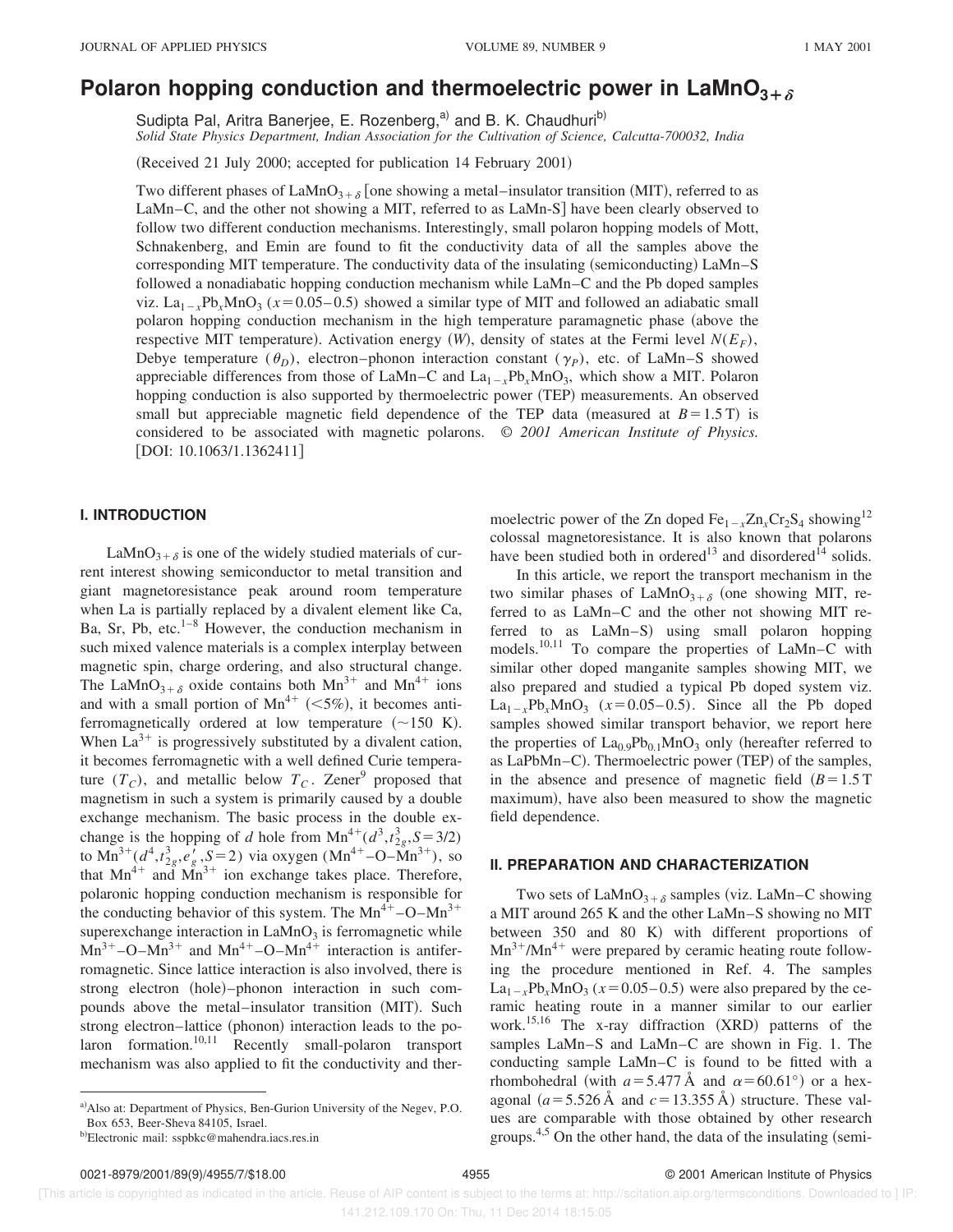# Polaron hopping conduction and thermoelectric power in $LaMnO_{3+\delta}$

Sudipta Pal, Aritra Banerjee, E. Rozenberg,[a)] and B. K. Chaudhuri[b)]
*Solid State Physics Department, Indian Association for the Cultivation of Science, Calcutta-700032, India*

(Received 21 July 2000; accepted for publication 14 February 2001)

Two different phases of $LaMnO_{3+\delta}$ [one showing a metal–insulator transition (MIT), referred to as LaMn–C, and the other not showing a MIT, referred to as LaMn-S] have been clearly observed to follow two different conduction mechanisms. Interestingly, small polaron hopping models of Mott, Schnakenberg, and Emin are found to fit the conductivity data of all the samples above the corresponding MIT temperature. The conductivity data of the insulating (semiconducting) LaMn–S followed a nonadiabatic hopping conduction mechanism while LaMn–C and the Pb doped samples viz. $La_{1-x}Pb_xMnO_3$ ($x=0.05$–$0.5$) showed a similar type of MIT and followed an adiabatic small polaron hopping conduction mechanism in the high temperature paramagnetic phase (above the respective MIT temperature). Activation energy ($W$), density of states at the Fermi level $N(E_F)$, Debye temperature ($\theta_D$), electron–phonon interaction constant ($\gamma_P$), etc. of LaMn–S showed appreciable differences from those of LaMn–C and $La_{1-x}Pb_xMnO_3$, which show a MIT. Polaron hopping conduction is also supported by thermoelectric power (TEP) measurements. An observed small but appreciable magnetic field dependence of the TEP data (measured at $B=1.5$ T) is considered to be associated with magnetic polarons. © *2001 American Institute of Physics.* [DOI: 10.1063/1.1362411]

## I. INTRODUCTION

$LaMnO_{3+\delta}$ is one of the widely studied materials of current interest showing semiconductor to metal transition and giant magnetoresistance peak around room temperature when La is partially replaced by a divalent element like Ca, Ba, Sr, Pb, etc.[1–8] However, the conduction mechanism in such mixed valence materials is a complex interplay between magnetic spin, charge ordering, and also structural change. The $LaMnO_{3+\delta}$ oxide contains both $Mn^{3+}$ and $Mn^{4+}$ ions and with a small portion of $Mn^{4+}$ (<5%), it becomes antiferromagnetically ordered at low temperature (~150 K). When $La^{3+}$ is progressively substituted by a divalent cation, it becomes ferromagnetic with a well defined Curie temperature ($T_C$), and metallic below $T_C$. Zener[9] proposed that magnetism in such a system is primarily caused by a double exchange mechanism. The basic process in the double exchange is the hopping of $d$ hole from $Mn^{4+}(d^3, t_{2g}^3, S=3/2)$ to $Mn^{3+}(d^4, t_{2g}^3, e_g^{\prime}, S=2)$ via oxygen ($Mn^{4+}$–O–$Mn^{3+}$), so that $Mn^{4+}$ and $Mn^{3+}$ ion exchange takes place. Therefore, polaronic hopping conduction mechanism is responsible for the conducting behavior of this system. The $Mn^{4+}$–O–$Mn^{3+}$ superexchange interaction in $LaMnO_3$ is ferromagnetic while $Mn^{3+}$–O–$Mn^{3+}$ and $Mn^{4+}$–O–$Mn^{4+}$ interaction is antiferromagnetic. Since lattice interaction is also involved, there is strong electron (hole)–phonon interaction in such compounds above the metal–insulator transition (MIT). Such strong electron–lattice (phonon) interaction leads to the polaron formation.[10,11] Recently small-polaron transport mechanism was also applied to fit the conductivity and thermoelectric power of the Zn doped $Fe_{1-x}Zn_xCr_2S_4$ showing[12] colossal magnetoresistance. It is also known that polarons have been studied both in ordered[13] and disordered[14] solids.

In this article, we report the transport mechanism in the two similar phases of $LaMnO_{3+\delta}$ (one showing MIT, referred to as LaMn–C and the other not showing MIT referred to as LaMn–S) using small polaron hopping models.[10,11] To compare the properties of LaMn–C with similar other doped manganite samples showing MIT, we also prepared and studied a typical Pb doped system viz. $La_{1-x}Pb_xMnO_3$ ($x=0.05$–$0.5$). Since all the Pb doped samples showed similar transport behavior, we report here the properties of $La_{0.9}Pb_{0.1}MnO_3$ only (hereafter referred to as LaPbMn–C). Thermoelectric power (TEP) of the samples, in the absence and presence of magnetic field ($B=1.5$ T maximum), have also been measured to show the magnetic field dependence.

## II. PREPARATION AND CHARACTERIZATION

Two sets of $LaMnO_{3+\delta}$ samples (viz. LaMn–C showing a MIT around 265 K and the other LaMn–S showing no MIT between 350 and 80 K) with different proportions of $Mn^{3+}/Mn^{4+}$ were prepared by ceramic heating route following the procedure mentioned in Ref. 4. The samples $La_{1-x}Pb_xMnO_3$ ($x=0.05$–$0.5$) were also prepared by the ceramic heating route in a manner similar to our earlier work.[15,16] The x-ray diffraction (XRD) patterns of the samples LaMn–S and LaMn–C are shown in Fig. 1. The conducting sample LaMn–C is found to be fitted with a rhombohedral (with $a=5.477$ Å and $\alpha=60.61°$) or a hexagonal ($a=5.526$ Å and $c=13.355$ Å) structure. These values are comparable with those obtained by other research groups.[4,5] On the other hand, the data of the insulating (semi-

[a)]Also at: Department of Physics, Ben-Gurion University of the Negev, P.O. Box 653, Beer-Sheva 84105, Israel.
[b)]Electronic mail: sspbkc@mahendra.iacs.res.in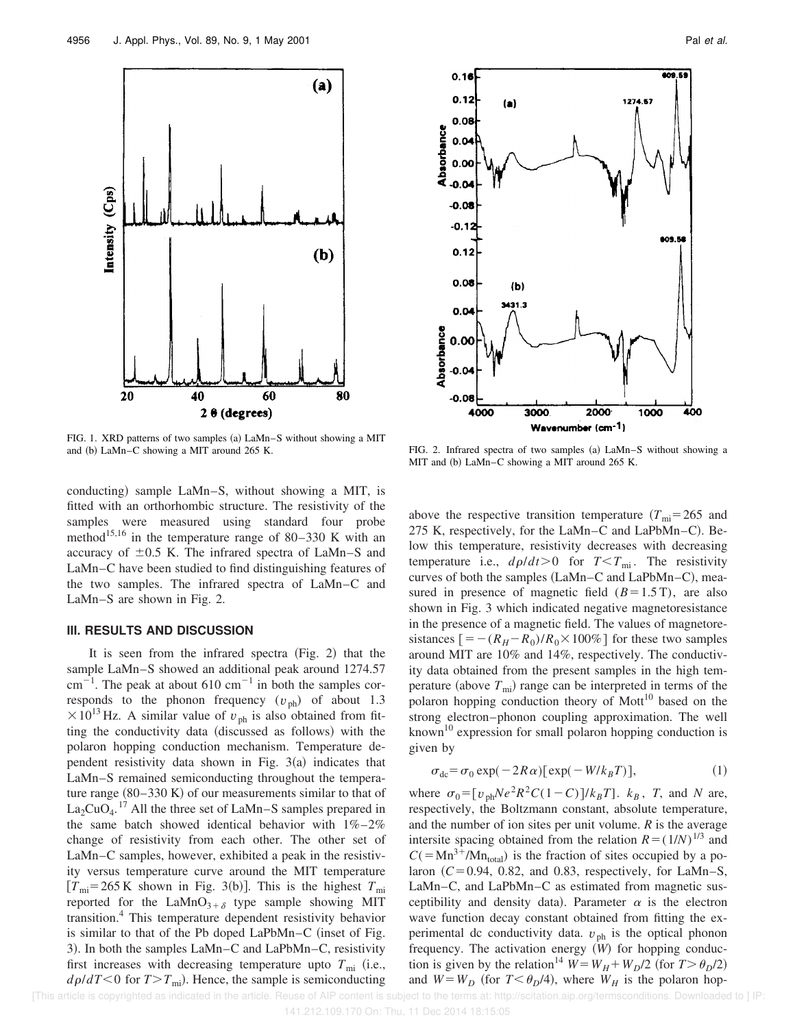FIG. 1. XRD patterns of two samples (a) LaMn–S without showing a MIT and (b) LaMn–C showing a MIT around 265 K.

FIG. 2. Infrared spectra of two samples (a) LaMn–S without showing a MIT and (b) LaMn–C showing a MIT around 265 K.

conducting) sample LaMn–S, without showing a MIT, is fitted with an orthorhombic structure. The resistivity of the samples were measured using standard four probe method[15,16] in the temperature range of 80–330 K with an accuracy of ±0.5 K. The infrared spectra of LaMn–S and LaMn–C have been studied to find distinguishing features of the two samples. The infrared spectra of LaMn–C and LaMn–S are shown in Fig. 2.

## III. RESULTS AND DISCUSSION

It is seen from the infrared spectra (Fig. 2) that the sample LaMn–S showed an additional peak around 1274.57 $\mathrm{cm}^{-1}$. The peak at about 610 $\mathrm{cm}^{-1}$ in both the samples corresponds to the phonon frequency ($v_{\mathrm{ph}}$) of about 1.3 $\times 10^{13}$ Hz. A similar value of $v_{\mathrm{ph}}$ is also obtained from fitting the conductivity data (discussed as follows) with the polaron hopping conduction mechanism. Temperature dependent resistivity data shown in Fig. 3(a) indicates that LaMn–S remained semiconducting throughout the temperature range (80–330 K) of our measurements similar to that of $La_2CuO_4$.[17] All the three set of LaMn–S samples prepared in the same batch showed identical behavior with 1%–2% change of resistivity from each other. The other set of LaMn–C samples, however, exhibited a peak in the resistivity versus temperature curve around the MIT temperature [$T_{\mathrm{mi}} = 265$ K shown in Fig. 3(b)]. This is the highest $T_{\mathrm{mi}}$ reported for the $LaMnO_{3+\delta}$ type sample showing MIT transition.[4] This temperature dependent resistivity behavior is similar to that of the Pb doped LaPbMn–C (inset of Fig. 3). In both the samples LaMn–C and LaPbMn–C, resistivity first increases with decreasing temperature upto $T_{\mathrm{mi}}$ (i.e., $d\rho/dT<0$ for $T>T_{\mathrm{mi}}$). Hence, the sample is semiconducting above the respective transition temperature ($T_{\mathrm{mi}} = 265$ and 275 K, respectively, for the LaMn–C and LaPbMn–C). Below this temperature, resistivity decreases with decreasing temperature i.e., $d\rho/dt>0$ for $T<T_{\mathrm{mi}}$. The resistivity curves of both the samples (LaMn–C and LaPbMn–C), measured in presence of magnetic field ($B=1.5$ T), are also shown in Fig. 3 which indicated negative magnetoresistance in the presence of a magnetic field. The values of magnetoresistances $[=-(R_H-R_0)/R_0\times 100\%]$ for these two samples around MIT are 10% and 14%, respectively. The conductivity data obtained from the present samples in the high temperature (above $T_{\mathrm{mi}}$) range can be interpreted in terms of the polaron hopping conduction theory of Mott[10] based on the strong electron–phonon coupling approximation. The well known[10] expression for small polaron hopping conduction is given by

$$\sigma_{\mathrm{dc}} = \sigma_0 \exp(-2R\alpha)[\exp(-W/k_BT)], \tag{1}$$

where $\sigma_0 = [v_{\mathrm{ph}} N e^2 R^2 C(1-C)]/k_BT$. $k_B$, $T$, and $N$ are, respectively, the Boltzmann constant, absolute temperature, and the number of ion sites per unit volume. $R$ is the average intersite spacing obtained from the relation $R=(1/N)^{1/3}$ and $C(=Mn^{3+}/Mn_{\mathrm{total}})$ is the fraction of sites occupied by a polaron ($C=0.94$, 0.82, and 0.83, respectively, for LaMn–S, LaMn–C, and LaPbMn–C as estimated from magnetic susceptibility and density data). Parameter $\alpha$ is the electron wave function decay constant obtained from fitting the experimental dc conductivity data. $v_{\mathrm{ph}}$ is the optical phonon frequency. The activation energy ($W$) for hopping conduction is given by the relation[14] $W=W_H+W_D/2$ (for $T>\theta_D/2$) and $W=W_D$ (for $T<\theta_D/4$), where $W_H$ is the polaron hop-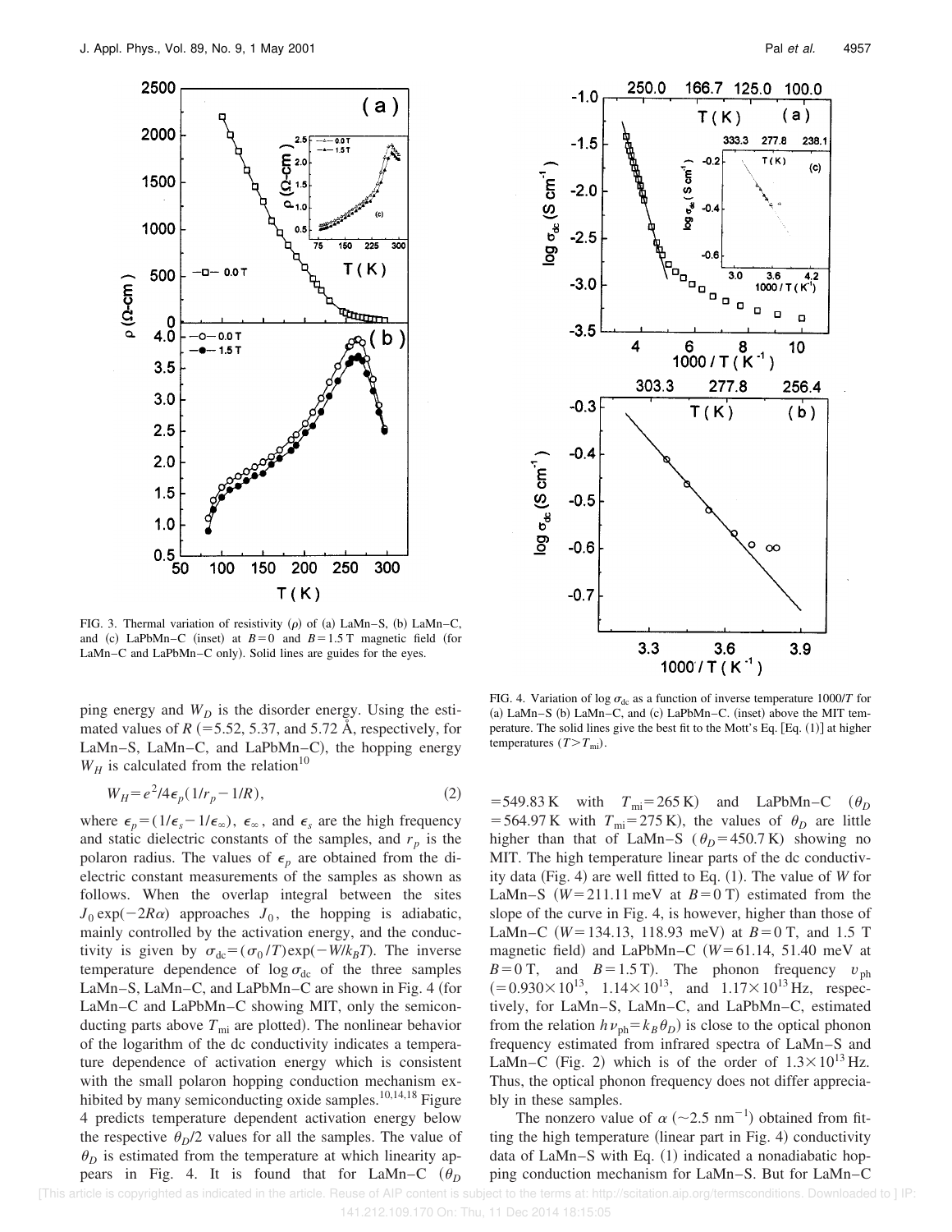FIG. 3. Thermal variation of resistivity ($\rho$) of (a) LaMn–S, (b) LaMn–C, and (c) LaPbMn–C (inset) at $B=0$ and $B=1.5$ T magnetic field (for LaMn–C and LaPbMn–C only). Solid lines are guides for the eyes.

FIG. 4. Variation of $\log \sigma_{dc}$ as a function of inverse temperature 1000/$T$ for (a) LaMn–S (b) LaMn–C, and (c) LaPbMn–C. (inset) above the MIT temperature. The solid lines give the best fit to the Mott's Eq. [Eq. (1)] at higher temperatures ($T>T_{mi}$).

ping energy and $W_D$ is the disorder energy. Using the estimated values of $R$ (=5.52, 5.37, and 5.72 Å, respectively, for LaMn–S, LaMn–C, and LaPbMn–C), the hopping energy $W_H$ is calculated from the relation[10]

$$W_H = e^2/4\epsilon_p(1/r_p - 1/R), \tag{2}$$

where $\epsilon_p = (1/\epsilon_s - 1/\epsilon_\infty)$, $\epsilon_\infty$, and $\epsilon_s$ are the high frequency and static dielectric constants of the samples, and $r_p$ is the polaron radius. The values of $\epsilon_p$ are obtained from the dielectric constant measurements of the samples as shown as follows. When the overlap integral between the sites $J_0 \exp(-2R\alpha)$ approaches $J_0$, the hopping is adiabatic, mainly controlled by the activation energy, and the conductivity is given by $\sigma_{dc} = (\sigma_0/T)\exp(-W/k_BT)$. The inverse temperature dependence of $\log \sigma_{dc}$ of the three samples LaMn–S, LaMn–C, and LaPbMn–C are shown in Fig. 4 (for LaMn–C and LaPbMn–C showing MIT, only the semiconducting parts above $T_{mi}$ are plotted). The nonlinear behavior of the logarithm of the dc conductivity indicates a temperature dependence of activation energy which is consistent with the small polaron hopping conduction mechanism exhibited by many semiconducting oxide samples.[10,14,18] Figure 4 predicts temperature dependent activation energy below the respective $\theta_D/2$ values for all the samples. The value of $\theta_D$ is estimated from the temperature at which linearity appears in Fig. 4. It is found that for LaMn–C ($\theta_D = 549.83$ K with $T_{mi} = 265$ K) and LaPbMn–C ($\theta_D = 564.97$ K with $T_{mi} = 275$ K), the values of $\theta_D$ are little higher than that of LaMn–S ($\theta_D = 450.7$ K) showing no MIT. The high temperature linear parts of the dc conductivity data (Fig. 4) are well fitted to Eq. (1). The value of $W$ for LaMn–S ($W = 211.11$ meV at $B = 0$ T) estimated from the slope of the curve in Fig. 4, is however, higher than those of LaMn–C ($W = 134.13$, 118.93 meV) at $B = 0$ T, and 1.5 T magnetic field) and LaPbMn–C ($W = 61.14$, 51.40 meV at $B = 0$ T, and $B = 1.5$ T). The phonon frequency $v_{ph}$ ($=0.930\times10^{13}$, $1.14\times10^{13}$, and $1.17\times10^{13}$ Hz, respectively, for LaMn–S, LaMn–C, and LaPbMn–C, estimated from the relation $h\nu_{ph} = k_B\theta_D$) is close to the optical phonon frequency estimated from infrared spectra of LaMn–S and LaMn–C (Fig. 2) which is of the order of $1.3\times10^{13}$ Hz. Thus, the optical phonon frequency does not differ appreciably in these samples.

The nonzero value of $\alpha$ (~2.5 nm$^{-1}$) obtained from fitting the high temperature (linear part in Fig. 4) conductivity data of LaMn–S with Eq. (1) indicated a nonadiabatic hopping conduction mechanism for LaMn–S. But for LaMn–C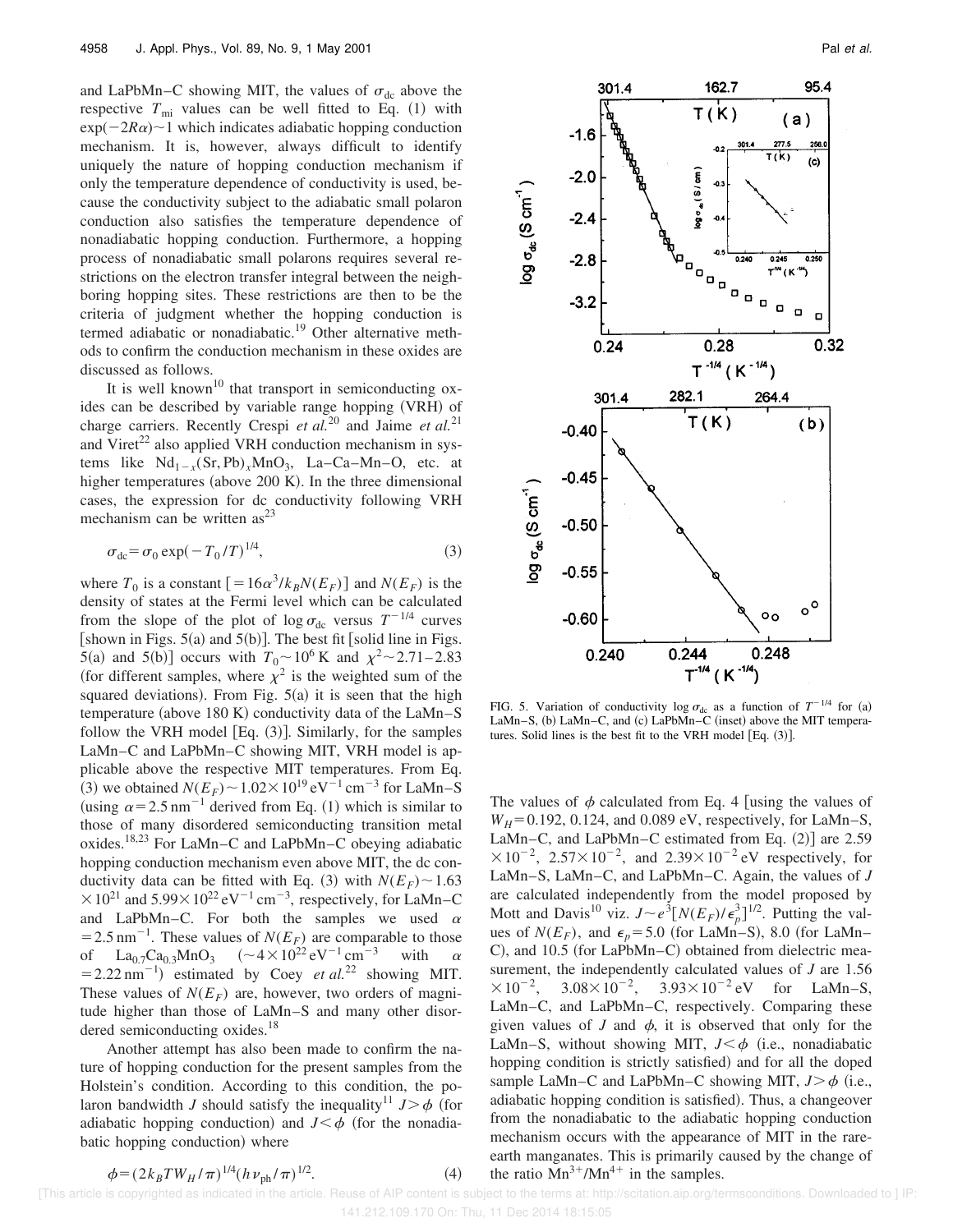and LaPbMn–C showing MIT, the values of $\sigma_{dc}$ above the respective $T_{mi}$ values can be well fitted to Eq. (1) with $\exp(-2R\alpha)\sim 1$ which indicates adiabatic hopping conduction mechanism. It is, however, always difficult to identify uniquely the nature of hopping conduction mechanism if only the temperature dependence of conductivity is used, because the conductivity subject to the adiabatic small polaron conduction also satisfies the temperature dependence of nonadiabatic hopping conduction. Furthermore, a hopping process of nonadiabatic small polarons requires several restrictions on the electron transfer integral between the neighboring hopping sites. These restrictions are then to be the criteria of judgment whether the hopping conduction is termed adiabatic or nonadiabatic.[19] Other alternative methods to confirm the conduction mechanism in these oxides are discussed as follows.

It is well known[10] that transport in semiconducting oxides can be described by variable range hopping (VRH) of charge carriers. Recently Crespi *et al.*[20] and Jaime *et al.*[21] and Viret[22] also applied VRH conduction mechanism in systems like $Nd_{1-x}(Sr,Pb)_xMnO_3$, La–Ca–Mn–O, etc. at higher temperatures (above 200 K). In the three dimensional cases, the expression for dc conductivity following VRH mechanism can be written as[23]

$$\sigma_{dc}=\sigma_0 \exp(-T_0/T)^{1/4}, \tag{3}$$

where $T_0$ is a constant $[=16\alpha^3/k_B N(E_F)]$ and $N(E_F)$ is the density of states at the Fermi level which can be calculated from the slope of the plot of $\log\sigma_{dc}$ versus $T^{-1/4}$ curves [shown in Figs. 5(a) and 5(b)]. The best fit [solid line in Figs. 5(a) and 5(b)] occurs with $T_0\sim 10^6$ K and $\chi^2\sim 2.71$–$2.83$ (for different samples, where $\chi^2$ is the weighted sum of the squared deviations). From Fig. 5(a) it is seen that the high temperature (above 180 K) conductivity data of the LaMn–S follow the VRH model [Eq. (3)]. Similarly, for the samples LaMn–C and LaPbMn–C showing MIT, VRH model is applicable above the respective MIT temperatures. From Eq. (3) we obtained $N(E_F)\sim 1.02\times 10^{19}\,\mathrm{eV^{-1}\,cm^{-3}}$ for LaMn–S (using $\alpha=2.5\,\mathrm{nm^{-1}}$ derived from Eq. (1) which is similar to those of many disordered semiconducting transition metal oxides.[18,23] For LaMn–C and LaPbMn–C obeying adiabatic hopping conduction mechanism even above MIT, the dc conductivity data can be fitted with Eq. (3) with $N(E_F)\sim 1.63\times 10^{21}$ and $5.99\times 10^{22}\,\mathrm{eV^{-1}\,cm^{-3}}$, respectively, for LaMn–C and LaPbMn–C. For both the samples we used $\alpha=2.5\,\mathrm{nm^{-1}}$. These values of $N(E_F)$ are comparable to those of $La_{0.7}Ca_{0.3}MnO_3$ ($\sim 4\times 10^{22}\,\mathrm{eV^{-1}\,cm^{-3}}$ with $\alpha=2.22\,\mathrm{nm^{-1}}$) estimated by Coey *et al.*[22] showing MIT. These values of $N(E_F)$ are, however, two orders of magnitude higher than those of LaMn–S and many other disordered semiconducting oxides.[18]

Another attempt has also been made to confirm the nature of hopping conduction for the present samples from the Holstein's condition. According to this condition, the polaron bandwidth $J$ should satisfy the inequality[11] $J>\phi$ (for adiabatic hopping conduction) and $J<\phi$ (for the nonadiabatic hopping conduction) where

$$\phi=(2k_BTW_H/\pi)^{1/4}(h\nu_{ph}/\pi)^{1/2}. \tag{4}$$

FIG. 5. Variation of conductivity $\log\sigma_{dc}$ as a function of $T^{-1/4}$ for (a) LaMn–S, (b) LaMn–C, and (c) LaPbMn–C (inset) above the MIT temperatures. Solid lines is the best fit to the VRH model [Eq. (3)].

The values of $\phi$ calculated from Eq. 4 [using the values of $W_H=0.192$, 0.124, and 0.089 eV, respectively, for LaMn–S, LaMn–C, and LaPbMn–C estimated from Eq. (2)] are $2.59\times 10^{-2}$, $2.57\times 10^{-2}$, and $2.39\times 10^{-2}$ eV respectively, for LaMn–S, LaMn–C, and LaPbMn–C. Again, the values of $J$ are calculated independently from the model proposed by Mott and Davis[10] viz. $J\sim e^3[N(E_F)/\epsilon_p^3]^{1/2}$. Putting the values of $N(E_F)$, and $\epsilon_p=5.0$ (for LaMn–S), 8.0 (for LaMn–C), and 10.5 (for LaPbMn–C) obtained from dielectric measurement, the independently calculated values of $J$ are $1.56\times 10^{-2}$, $3.08\times 10^{-2}$, $3.93\times 10^{-2}$ eV for LaMn–S, LaMn–C, and LaPbMn–C, respectively. Comparing these given values of $J$ and $\phi$, it is observed that only for the LaMn–S, without showing MIT, $J<\phi$ (i.e., nonadiabatic hopping condition is strictly satisfied) and for all the doped sample LaMn–C and LaPbMn–C showing MIT, $J>\phi$ (i.e., adiabatic hopping condition is satisfied). Thus, a changeover from the nonadiabatic to the adiabatic hopping conduction mechanism occurs with the appearance of MIT in the rare-earth manganates. This is primarily caused by the change of the ratio $Mn^{3+}/Mn^{4+}$ in the samples.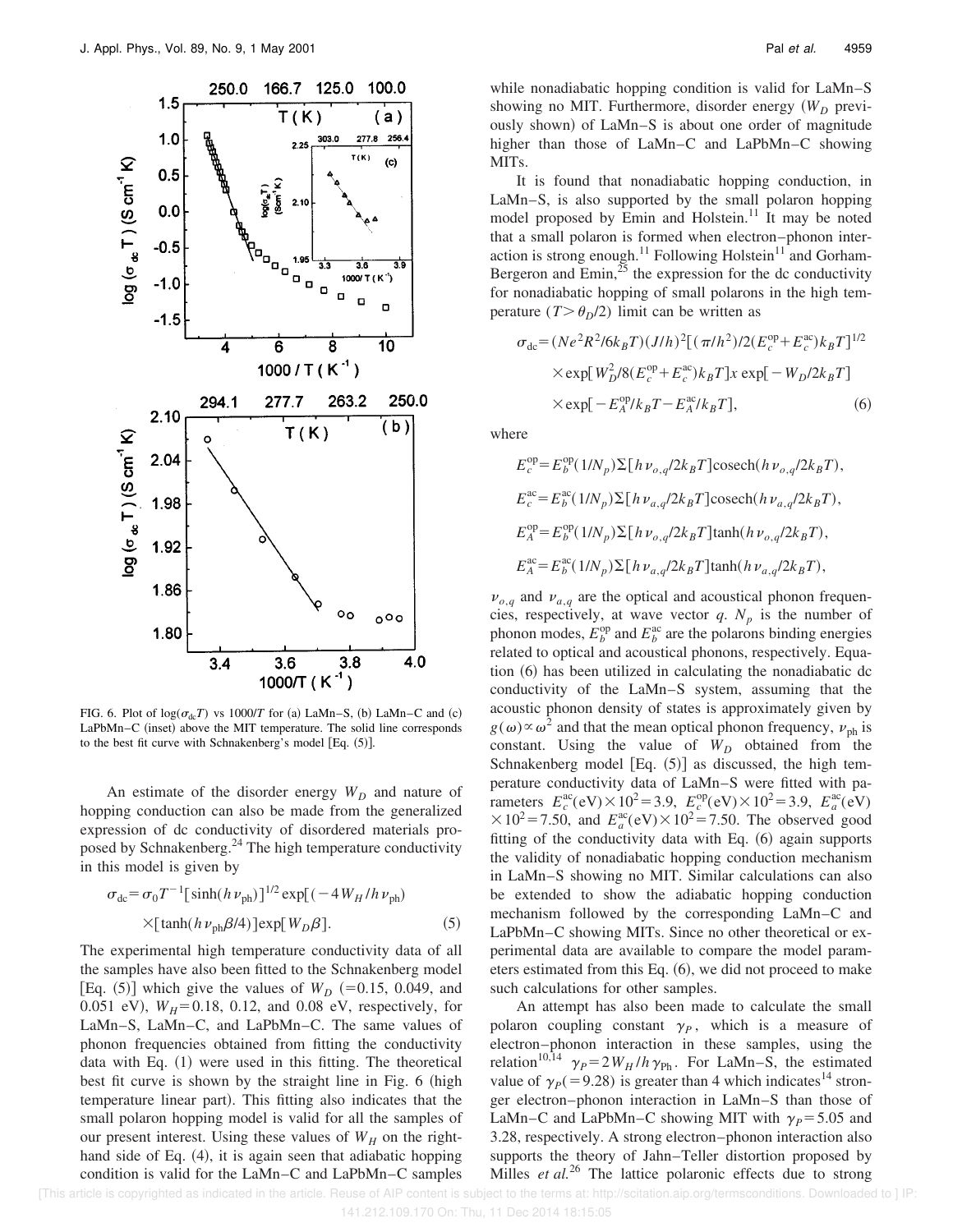FIG. 6. Plot of $\log(\sigma_{dc}T)$ vs 1000/$T$ for (a) LaMn–S, (b) LaMn–C and (c) LaPbMn–C (inset) above the MIT temperature. The solid line corresponds to the best fit curve with Schnakenberg's model [Eq. (5)].

An estimate of the disorder energy $W_D$ and nature of hopping conduction can also be made from the generalized expression of dc conductivity of disordered materials proposed by Schnakenberg.[24] The high temperature conductivity in this model is given by

$$\sigma_{dc} = \sigma_0 T^{-1}[\sinh(h\nu_{ph})]^{1/2} \exp[(-4W_H/h\nu_{ph}) \times [\tanh(h\nu_{ph}\beta/4)]\exp[W_D\beta]. \quad (5)$$

The experimental high temperature conductivity data of all the samples have also been fitted to the Schnakenberg model [Eq. (5)] which give the values of $W_D$ (=0.15, 0.049, and 0.051 eV), $W_H$=0.18, 0.12, and 0.08 eV, respectively, for LaMn–S, LaMn–C, and LaPbMn–C. The same values of phonon frequencies obtained from fitting the conductivity data with Eq. (1) were used in this fitting. The theoretical best fit curve is shown by the straight line in Fig. 6 (high temperature linear part). This fitting also indicates that the small polaron hopping model is valid for all the samples of our present interest. Using these values of $W_H$ on the right-hand side of Eq. (4), it is again seen that adiabatic hopping condition is valid for the LaMn–C and LaPbMn–C samples while nonadiabatic hopping condition is valid for LaMn–S showing no MIT. Furthermore, disorder energy ($W_D$ previously shown) of LaMn–S is about one order of magnitude higher than those of LaMn–C and LaPbMn–C showing MITs.

It is found that nonadiabatic hopping conduction, in LaMn–S, is also supported by the small polaron hopping model proposed by Emin and Holstein.[11] It may be noted that a small polaron is formed when electron–phonon interaction is strong enough.[11] Following Holstein[11] and Gorham-Bergeron and Emin,[25] the expression for the dc conductivity for nonadiabatic hopping of small polarons in the high temperature ($T > \theta_D/2$) limit can be written as

$$\begin{aligned}\sigma_{dc} = & (Ne^2R^2/6k_BT)(J/h)^2[(\pi/h^2)/2(E_c^{op}+E_c^{ac})k_BT]^{1/2} \\ & \times \exp[W_D^2/8(E_c^{op}+E_c^{ac})k_BT]x \exp[-W_D/2k_BT] \\ & \times \exp[-E_A^{op}/k_BT - E_A^{ac}/k_BT], \quad (6)\end{aligned}$$

where

$$E_c^{op} = E_b^{op}(1/N_p)\Sigma[h\nu_{o,q}/2k_BT]\text{cosech}(h\nu_{o,q}/2k_BT),$$

$$E_c^{ac} = E_b^{ac}(1/N_p)\Sigma[h\nu_{a,q}/2k_BT]\text{cosech}(h\nu_{a,q}/2k_BT),$$

$$E_A^{op} = E_b^{op}(1/N_p)\Sigma[h\nu_{o,q}/2k_BT]\tanh(h\nu_{o,q}/2k_BT),$$

$$E_A^{ac} = E_b^{ac}(1/N_p)\Sigma[h\nu_{a,q}/2k_BT]\tanh(h\nu_{a,q}/2k_BT),$$

$\nu_{o,q}$ and $\nu_{a,q}$ are the optical and acoustical phonon frequencies, respectively, at wave vector $q$. $N_p$ is the number of phonon modes, $E_b^{op}$ and $E_b^{ac}$ are the polarons binding energies related to optical and acoustical phonons, respectively. Equation (6) has been utilized in calculating the nonadiabatic dc conductivity of the LaMn–S system, assuming that the acoustic phonon density of states is approximately given by $g(\omega) \propto \omega^2$ and that the mean optical phonon frequency, $\nu_{ph}$ is constant. Using the value of $W_D$ obtained from the Schnakenberg model [Eq. (5)] as discussed, the high temperature conductivity data of LaMn–S were fitted with parameters $E_c^{ac}(\text{eV})\times 10^2 = 3.9$, $E_c^{op}(\text{eV})\times 10^2 = 3.9$, $E_a^{ac}(\text{eV})\times 10^2 = 7.50$, and $E_a^{ac}(\text{eV})\times 10^2 = 7.50$. The observed good fitting of the conductivity data with Eq. (6) again supports the validity of nonadiabatic hopping conduction mechanism in LaMn–S showing no MIT. Similar calculations can also be extended to show the adiabatic hopping conduction mechanism followed by the corresponding LaMn–C and LaPbMn–C showing MITs. Since no other theoretical or experimental data are available to compare the model parameters estimated from this Eq. (6), we did not proceed to make such calculations for other samples.

An attempt has also been made to calculate the small polaron coupling constant $\gamma_P$, which is a measure of electron–phonon interaction in these samples, using the relation[10,14] $\gamma_P = 2W_H/h\gamma_{Ph}$. For LaMn–S, the estimated value of $\gamma_P$(=9.28) is greater than 4 which indicates[14] stronger electron–phonon interaction in LaMn–S than those of LaMn–C and LaPbMn–C showing MIT with $\gamma_P$=5.05 and 3.28, respectively. A strong electron–phonon interaction also supports the theory of Jahn–Teller distortion proposed by Milles *et al.*[26] The lattice polaronic effects due to strong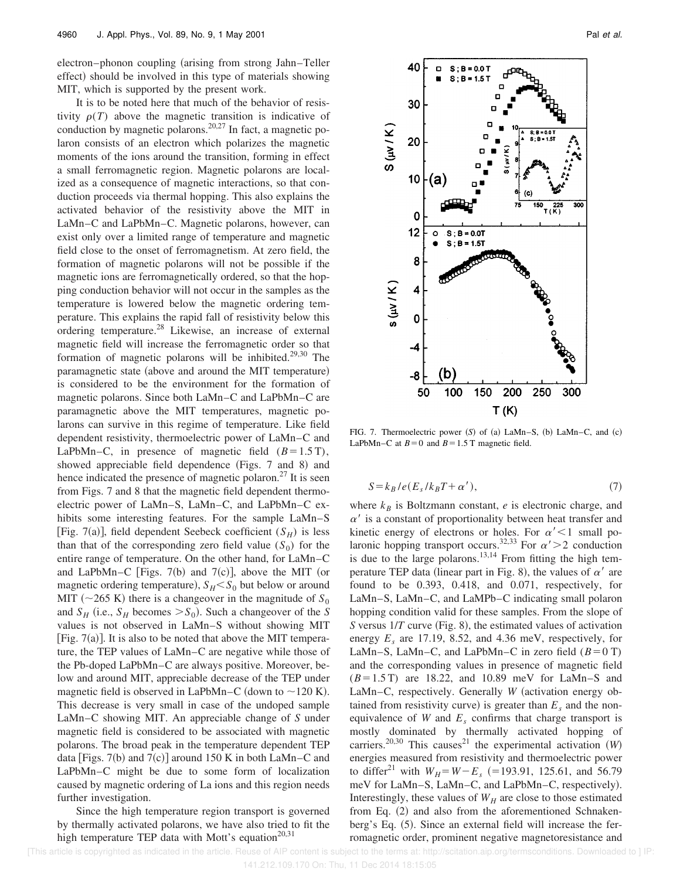electron–phonon coupling (arising from strong Jahn–Teller effect) should be involved in this type of materials showing MIT, which is supported by the present work.

It is to be noted here that much of the behavior of resistivity $\rho(T)$ above the magnetic transition is indicative of conduction by magnetic polarons.[20,27] In fact, a magnetic polaron consists of an electron which polarizes the magnetic moments of the ions around the transition, forming in effect a small ferromagnetic region. Magnetic polarons are localized as a consequence of magnetic interactions, so that conduction proceeds via thermal hopping. This also explains the activated behavior of the resistivity above the MIT in LaMn–C and LaPbMn–C. Magnetic polarons, however, can exist only over a limited range of temperature and magnetic field close to the onset of ferromagnetism. At zero field, the formation of magnetic polarons will not be possible if the magnetic ions are ferromagnetically ordered, so that the hopping conduction behavior will not occur in the samples as the temperature is lowered below the magnetic ordering temperature. This explains the rapid fall of resistivity below this ordering temperature.[28] Likewise, an increase of external magnetic field will increase the ferromagnetic order so that formation of magnetic polarons will be inhibited.[29,30] The paramagnetic state (above and around the MIT temperature) is considered to be the environment for the formation of magnetic polarons. Since both LaMn–C and LaPbMn–C are paramagnetic above the MIT temperatures, magnetic polarons can survive in this regime of temperature. Like field dependent resistivity, thermoelectric power of LaMn–C and LaPbMn–C, in presence of magnetic field ($B=1.5$ T), showed appreciable field dependence (Figs. 7 and 8) and hence indicated the presence of magnetic polaron.[27] It is seen from Figs. 7 and 8 that the magnetic field dependent thermoelectric power of LaMn–S, LaMn–C, and LaPbMn–C exhibits some interesting features. For the sample LaMn–S [Fig. 7(a)], field dependent Seebeck coefficient ($S_H$) is less than that of the corresponding zero field value ($S_0$) for the entire range of temperature. On the other hand, for LaMn–C and LaPbMn–C [Figs. 7(b) and 7(c)], above the MIT (or magnetic ordering temperature), $S_H < S_0$ but below or around MIT (~265 K) there is a changeover in the magnitude of $S_0$ and $S_H$ (i.e., $S_H$ becomes $> S_0$). Such a changeover of the $S$ values is not observed in LaMn–S without showing MIT [Fig. 7(a)]. It is also to be noted that above the MIT temperature, the TEP values of LaMn–C are negative while those of the Pb-doped LaPbMn–C are always positive. Moreover, below and around MIT, appreciable decrease of the TEP under magnetic field is observed in LaPbMn–C (down to ~120 K). This decrease is very small in case of the undoped sample LaMn–C showing MIT. An appreciable change of $S$ under magnetic field is considered to be associated with magnetic polarons. The broad peak in the temperature dependent TEP data [Figs. 7(b) and 7(c)] around 150 K in both LaMn–C and LaPbMn–C might be due to some form of localization caused by magnetic ordering of La ions and this region needs further investigation.

Since the high temperature region transport is governed by thermally activated polarons, we have also tried to fit the high temperature TEP data with Mott's equation[20,31]

FIG. 7. Thermoelectric power ($S$) of (a) LaMn–S, (b) LaMn–C, and (c) LaPbMn–C at $B=0$ and $B=1.5$ T magnetic field.

$$S = k_B/e(E_s/k_BT + \alpha'), \tag{7}$$

where $k_B$ is Boltzmann constant, $e$ is electronic charge, and $\alpha'$ is a constant of proportionality between heat transfer and kinetic energy of electrons or holes. For $\alpha' < 1$ small polaronic hopping transport occurs.[32,33] For $\alpha' > 2$ conduction is due to the large polarons.[13,14] From fitting the high temperature TEP data (linear part in Fig. 8), the values of $\alpha'$ are found to be 0.393, 0.418, and 0.071, respectively, for LaMn–S, LaMn–C, and LaMPb–C indicating small polaron hopping condition valid for these samples. From the slope of $S$ versus $1/T$ curve (Fig. 8), the estimated values of activation energy $E_s$ are 17.19, 8.52, and 4.36 meV, respectively, for LaMn–S, LaMn–C, and LaPbMn–C in zero field ($B=0$ T) and the corresponding values in presence of magnetic field ($B=1.5$ T) are 18.22, and 10.89 meV for LaMn–S and LaMn–C, respectively. Generally $W$ (activation energy obtained from resistivity curve) is greater than $E_s$ and the nonequivalence of $W$ and $E_s$ confirms that charge transport is mostly dominated by thermally activated hopping of carriers.[20,30] This causes[21] the experimental activation ($W$) energies measured from resistivity and thermoelectric power to differ[21] with $W_H = W - E_s$ (=193.91, 125.61, and 56.79 meV for LaMn–S, LaMn–C, and LaPbMn–C, respectively). Interestingly, these values of $W_H$ are close to those estimated from Eq. (2) and also from the aforementioned Schnakenberg's Eq. (5). Since an external field will increase the ferromagnetic order, prominent negative magnetoresistance and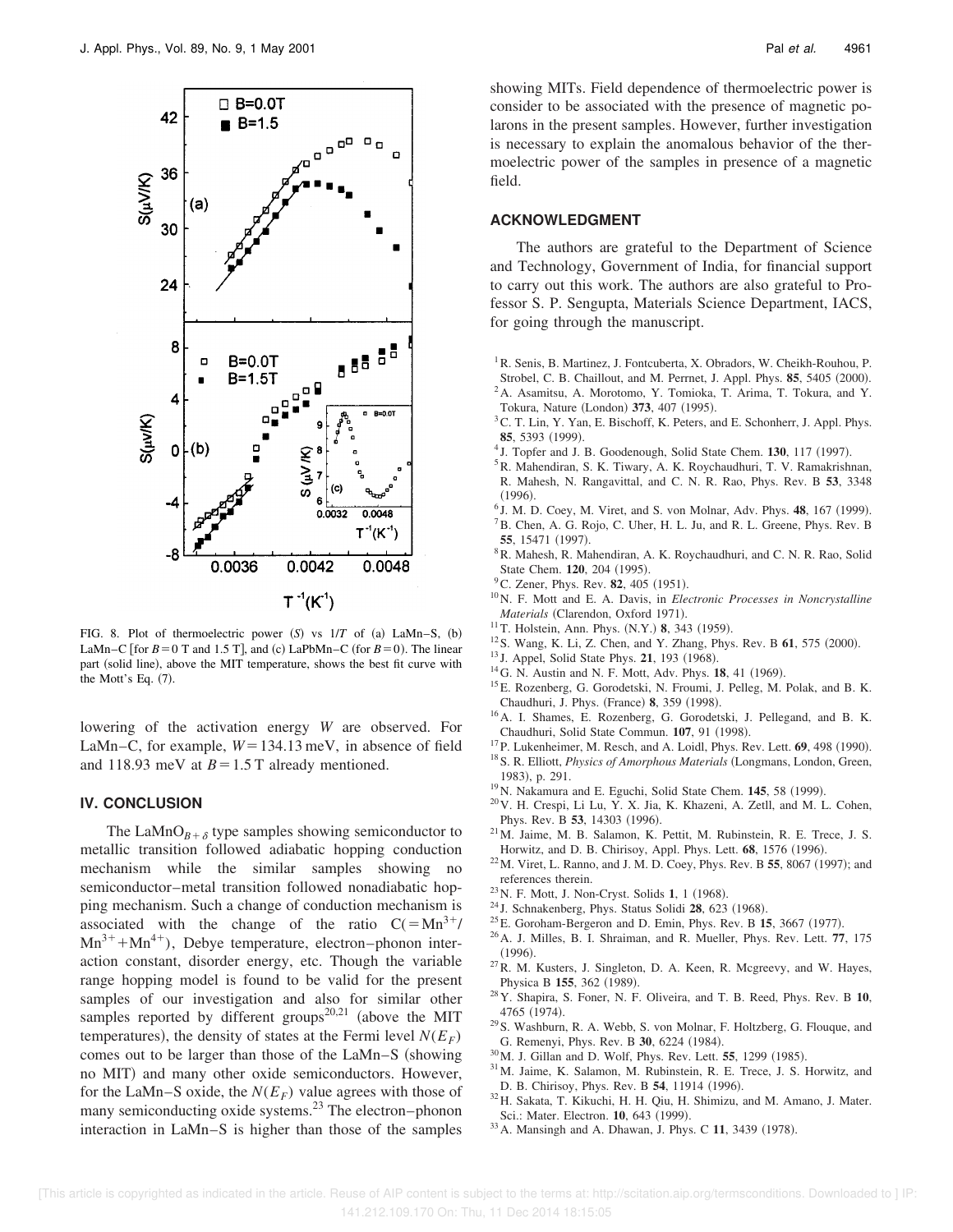□ B=0.0T
■ B=1.5

42

36

30

24

S(μV/K)

(a)

8

4

0

-4

-8

S(μV/K)

(b)

□ B=0.0T
■ B=1.5T

□ B=0.0T

9

8

7

6

S (μV /K)

(c)

0.0032 0.0048

$T^{-1}$($K^{-1}$)

0.0036 0.0042 0.0048

$T^{-1}$($K^{-1}$)

FIG. 8. Plot of thermoelectric power ($S$) vs $1/T$ of (a) LaMn–S, (b) LaMn–C [for $B=0$ T and 1.5 T], and (c) LaPbMn–C (for $B=0$). The linear part (solid line), above the MIT temperature, shows the best fit curve with the Mott's Eq. (7).

lowering of the activation energy $W$ are observed. For LaMn–C, for example, $W=134.13$ meV, in absence of field and 118.93 meV at $B=1.5$ T already mentioned.

## IV. CONCLUSION

The $LaMnO_{B+\delta}$ type samples showing semiconductor to metallic transition followed adiabatic hopping conduction mechanism while the similar samples showing no semiconductor–metal transition followed nonadiabatic hopping mechanism. Such a change of conduction mechanism is associated with the change of the ratio $C(=Mn^{3+}/Mn^{3+}+Mn^{4+})$, Debye temperature, electron–phonon interaction constant, disorder energy, etc. Though the variable range hopping model is found to be valid for the present samples of our investigation and also for similar other samples reported by different groups[20,21] (above the MIT temperatures), the density of states at the Fermi level $N(E_F)$ comes out to be larger than those of the LaMn–S (showing no MIT) and many other oxide semiconductors. However, for the LaMn–S oxide, the $N(E_F)$ value agrees with those of many semiconducting oxide systems.[23] The electron–phonon interaction in LaMn–S is higher than those of the samples showing MITs. Field dependence of thermoelectric power is consider to be associated with the presence of magnetic polarons in the present samples. However, further investigation is necessary to explain the anomalous behavior of the thermoelectric power of the samples in presence of a magnetic field.

## ACKNOWLEDGMENT

The authors are grateful to the Department of Science and Technology, Government of India, for financial support to carry out this work. The authors are also grateful to Professor S. P. Sengupta, Materials Science Department, IACS, for going through the manuscript.

[1] R. Senis, B. Martinez, J. Fontcuberta, X. Obradors, W. Cheikh-Rouhou, P. Strobel, C. B. Chaillout, and M. Pernet, J. Appl. Phys. **85**, 5405 (2000).
[2] A. Asamitsu, A. Morotomo, Y. Tomioka, T. Arima, T. Tokura, and Y. Tokura, Nature (London) **373**, 407 (1995).
[3] C. T. Lin, Y. Yan, E. Bischoff, K. Peters, and E. Schonherr, J. Appl. Phys. **85**, 5393 (1999).
[4] J. Topfer and J. B. Goodenough, Solid State Chem. **130**, 117 (1997).
[5] R. Mahendiran, S. K. Tiwary, A. K. Roychaudhuri, T. V. Ramakrishnan, R. Mahesh, N. Rangavittal, and C. N. R. Rao, Phys. Rev. B **53**, 3348 (1996).
[6] J. M. D. Coey, M. Viret, and S. von Molnar, Adv. Phys. **48**, 167 (1999).
[7] B. Chen, A. G. Rojo, C. Uher, H. L. Ju, and R. L. Greene, Phys. Rev. B **55**, 15471 (1997).
[8] R. Mahesh, R. Mahendiran, A. K. Roychaudhuri, and C. N. R. Rao, Solid State Chem. **120**, 204 (1995).
[9] C. Zener, Phys. Rev. **82**, 405 (1951).
[10] N. F. Mott and E. A. Davis, in *Electronic Processes in Noncrystalline Materials* (Clarendon, Oxford 1971).
[11] T. Holstein, Ann. Phys. (N.Y.) **8**, 343 (1959).
[12] S. Wang, K. Li, Z. Chen, and Y. Zhang, Phys. Rev. B **61**, 575 (2000).
[13] J. Appel, Solid State Phys. **21**, 193 (1968).
[14] G. N. Austin and N. F. Mott, Adv. Phys. **18**, 41 (1969).
[15] E. Rozenberg, G. Gorodetski, N. Froumi, J. Pelleg, M. Polak, and B. K. Chaudhuri, J. Phys. (France) **8**, 359 (1998).
[16] A. I. Shames, E. Rozenberg, G. Gorodetski, J. Pellegand, and B. K. Chaudhuri, Solid State Commun. **107**, 91 (1998).
[17] P. Lukenheimer, M. Resch, and A. Loidl, Phys. Rev. Lett. **69**, 498 (1990).
[18] S. R. Elliott, *Physics of Amorphous Materials* (Longmans, London, Green, 1983), p. 291.
[19] N. Nakamura and E. Eguchi, Solid State Chem. **145**, 58 (1999).
[20] V. H. Crespi, Li Lu, Y. X. Jia, K. Khazeni, A. Zetll, and M. L. Cohen, Phys. Rev. B **53**, 14303 (1996).
[21] M. Jaime, M. B. Salamon, K. Pettit, M. Rubinstein, R. E. Trece, J. S. Horwitz, and D. B. Chirisoy, Appl. Phys. Lett. **68**, 1576 (1996).
[22] M. Viret, L. Ranno, and J. M. D. Coey, Phys. Rev. B **55**, 8067 (1997); and references therein.
[23] N. F. Mott, J. Non-Cryst. Solids **1**, 1 (1968).
[24] J. Schnakenberg, Phys. Status Solidi **28**, 623 (1968).
[25] E. Goroham-Bergeron and D. Emin, Phys. Rev. B **15**, 3667 (1977).
[26] A. J. Milles, B. I. Shraiman, and R. Mueller, Phys. Rev. Lett. **77**, 175 (1996).
[27] R. M. Kusters, J. Singleton, D. A. Keen, R. Mcgreevy, and W. Hayes, Physica B **155**, 362 (1989).
[28] Y. Shapira, S. Foner, N. F. Oliveira, and T. B. Reed, Phys. Rev. B **10**, 4765 (1974).
[29] S. Washburn, R. A. Webb, S. von Molnar, F. Holtzberg, G. Flouque, and G. Remenyi, Phys. Rev. B **30**, 6224 (1984).
[30] M. J. Gillan and D. Wolf, Phys. Rev. Lett. **55**, 1299 (1985).
[31] M. Jaime, K. Salamon, M. Rubinstein, R. E. Trece, J. S. Horwitz, and D. B. Chirisoy, Phys. Rev. B **54**, 11914 (1996).
[32] H. Sakata, T. Kikuchi, H. H. Qiu, H. Shimizu, and M. Amano, J. Mater. Sci.: Mater. Electron. **10**, 643 (1999).
[33] A. Mansingh and A. Dhawan, J. Phys. C **11**, 3439 (1978).